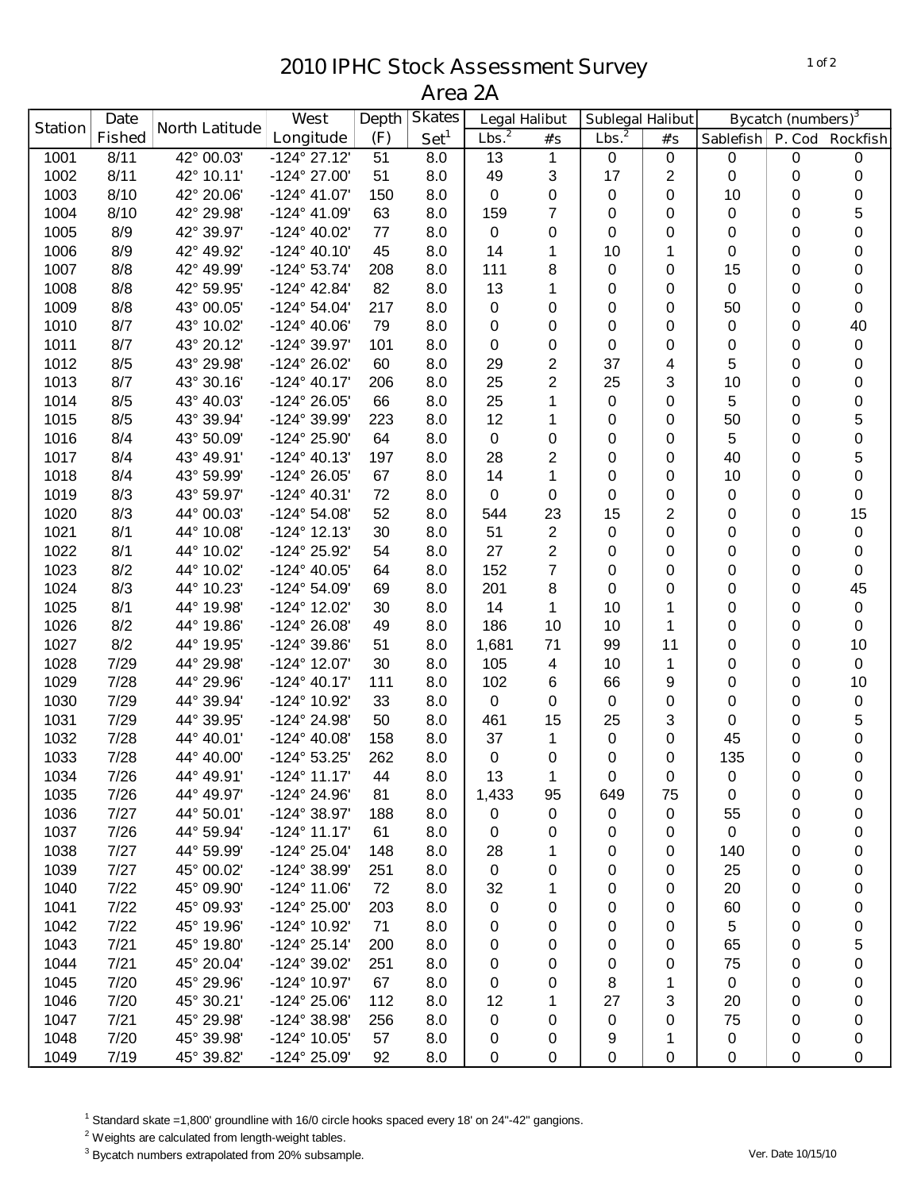# 2010 IPHC Stock Assessment Survey
## Area 2A

| Station | Date Fished | North Latitude | West Longitude | Depth (F) | Skates Set[1] | Legal Halibut | | Sublegal Halibut | | Bycatch (numbers)[3] | | |
|---|---|---|---|---|---|---|---|---|---|---|---|---|
| | | | | | | Lbs.[2] | #s | Lbs.[2] | #s | Sablefish | P. Cod | Rockfish |
| 1001 | 8/11 | 42° 00.03' | -124° 27.12' | 51 | 8.0 | 13 | 1 | 0 | 0 | 0 | 0 | 0 |
| 1002 | 8/11 | 42° 10.11' | -124° 27.00' | 51 | 8.0 | 49 | 3 | 17 | 2 | 0 | 0 | 0 |
| 1003 | 8/10 | 42° 20.06' | -124° 41.07' | 150 | 8.0 | 0 | 0 | 0 | 0 | 10 | 0 | 0 |
| 1004 | 8/10 | 42° 29.98' | -124° 41.09' | 63 | 8.0 | 159 | 7 | 0 | 0 | 0 | 0 | 5 |
| 1005 | 8/9 | 42° 39.97' | -124° 40.02' | 77 | 8.0 | 0 | 0 | 0 | 0 | 0 | 0 | 0 |
| 1006 | 8/9 | 42° 49.92' | -124° 40.10' | 45 | 8.0 | 14 | 1 | 10 | 1 | 0 | 0 | 0 |
| 1007 | 8/8 | 42° 49.99' | -124° 53.74' | 208 | 8.0 | 111 | 8 | 0 | 0 | 15 | 0 | 0 |
| 1008 | 8/8 | 42° 59.95' | -124° 42.84' | 82 | 8.0 | 13 | 1 | 0 | 0 | 0 | 0 | 0 |
| 1009 | 8/8 | 43° 00.05' | -124° 54.04' | 217 | 8.0 | 0 | 0 | 0 | 0 | 50 | 0 | 0 |
| 1010 | 8/7 | 43° 10.02' | -124° 40.06' | 79 | 8.0 | 0 | 0 | 0 | 0 | 0 | 0 | 40 |
| 1011 | 8/7 | 43° 20.12' | -124° 39.97' | 101 | 8.0 | 0 | 0 | 0 | 0 | 0 | 0 | 0 |
| 1012 | 8/5 | 43° 29.98' | -124° 26.02' | 60 | 8.0 | 29 | 2 | 37 | 4 | 5 | 0 | 0 |
| 1013 | 8/7 | 43° 30.16' | -124° 40.17' | 206 | 8.0 | 25 | 2 | 25 | 3 | 10 | 0 | 0 |
| 1014 | 8/5 | 43° 40.03' | -124° 26.05' | 66 | 8.0 | 25 | 1 | 0 | 0 | 5 | 0 | 0 |
| 1015 | 8/5 | 43° 39.94' | -124° 39.99' | 223 | 8.0 | 12 | 1 | 0 | 0 | 50 | 0 | 5 |
| 1016 | 8/4 | 43° 50.09' | -124° 25.90' | 64 | 8.0 | 0 | 0 | 0 | 0 | 5 | 0 | 0 |
| 1017 | 8/4 | 43° 49.91' | -124° 40.13' | 197 | 8.0 | 28 | 2 | 0 | 0 | 40 | 0 | 5 |
| 1018 | 8/4 | 43° 59.99' | -124° 26.05' | 67 | 8.0 | 14 | 1 | 0 | 0 | 10 | 0 | 0 |
| 1019 | 8/3 | 43° 59.97' | -124° 40.31' | 72 | 8.0 | 0 | 0 | 0 | 0 | 0 | 0 | 0 |
| 1020 | 8/3 | 44° 00.03' | -124° 54.08' | 52 | 8.0 | 544 | 23 | 15 | 2 | 0 | 0 | 15 |
| 1021 | 8/1 | 44° 10.08' | -124° 12.13' | 30 | 8.0 | 51 | 2 | 0 | 0 | 0 | 0 | 0 |
| 1022 | 8/1 | 44° 10.02' | -124° 25.92' | 54 | 8.0 | 27 | 2 | 0 | 0 | 0 | 0 | 0 |
| 1023 | 8/2 | 44° 10.02' | -124° 40.05' | 64 | 8.0 | 152 | 7 | 0 | 0 | 0 | 0 | 0 |
| 1024 | 8/3 | 44° 10.23' | -124° 54.09' | 69 | 8.0 | 201 | 8 | 0 | 0 | 0 | 0 | 45 |
| 1025 | 8/1 | 44° 19.98' | -124° 12.02' | 30 | 8.0 | 14 | 1 | 10 | 1 | 0 | 0 | 0 |
| 1026 | 8/2 | 44° 19.86' | -124° 26.08' | 49 | 8.0 | 186 | 10 | 10 | 1 | 0 | 0 | 0 |
| 1027 | 8/2 | 44° 19.95' | -124° 39.86' | 51 | 8.0 | 1,681 | 71 | 99 | 11 | 0 | 0 | 10 |
| 1028 | 7/29 | 44° 29.98' | -124° 12.07' | 30 | 8.0 | 105 | 4 | 10 | 1 | 0 | 0 | 0 |
| 1029 | 7/28 | 44° 29.96' | -124° 40.17' | 111 | 8.0 | 102 | 6 | 66 | 9 | 0 | 0 | 10 |
| 1030 | 7/29 | 44° 39.94' | -124° 10.92' | 33 | 8.0 | 0 | 0 | 0 | 0 | 0 | 0 | 0 |
| 1031 | 7/29 | 44° 39.95' | -124° 24.98' | 50 | 8.0 | 461 | 15 | 25 | 3 | 0 | 0 | 5 |
| 1032 | 7/28 | 44° 40.01' | -124° 40.08' | 158 | 8.0 | 37 | 1 | 0 | 0 | 45 | 0 | 0 |
| 1033 | 7/28 | 44° 40.00' | -124° 53.25' | 262 | 8.0 | 0 | 0 | 0 | 0 | 135 | 0 | 0 |
| 1034 | 7/26 | 44° 49.91' | -124° 11.17' | 44 | 8.0 | 13 | 1 | 0 | 0 | 0 | 0 | 0 |
| 1035 | 7/26 | 44° 49.97' | -124° 24.96' | 81 | 8.0 | 1,433 | 95 | 649 | 75 | 0 | 0 | 0 |
| 1036 | 7/27 | 44° 50.01' | -124° 38.97' | 188 | 8.0 | 0 | 0 | 0 | 0 | 55 | 0 | 0 |
| 1037 | 7/26 | 44° 59.94' | -124° 11.17' | 61 | 8.0 | 0 | 0 | 0 | 0 | 0 | 0 | 0 |
| 1038 | 7/27 | 44° 59.99' | -124° 25.04' | 148 | 8.0 | 28 | 1 | 0 | 0 | 140 | 0 | 0 |
| 1039 | 7/27 | 45° 00.02' | -124° 38.99' | 251 | 8.0 | 0 | 0 | 0 | 0 | 25 | 0 | 0 |
| 1040 | 7/22 | 45° 09.90' | -124° 11.06' | 72 | 8.0 | 32 | 1 | 0 | 0 | 20 | 0 | 0 |
| 1041 | 7/22 | 45° 09.93' | -124° 25.00' | 203 | 8.0 | 0 | 0 | 0 | 0 | 60 | 0 | 0 |
| 1042 | 7/22 | 45° 19.96' | -124° 10.92' | 71 | 8.0 | 0 | 0 | 0 | 0 | 5 | 0 | 0 |
| 1043 | 7/21 | 45° 19.80' | -124° 25.14' | 200 | 8.0 | 0 | 0 | 0 | 0 | 65 | 0 | 5 |
| 1044 | 7/21 | 45° 20.04' | -124° 39.02' | 251 | 8.0 | 0 | 0 | 0 | 0 | 75 | 0 | 0 |
| 1045 | 7/20 | 45° 29.96' | -124° 10.97' | 67 | 8.0 | 0 | 0 | 8 | 1 | 0 | 0 | 0 |
| 1046 | 7/20 | 45° 30.21' | -124° 25.06' | 112 | 8.0 | 12 | 1 | 27 | 3 | 20 | 0 | 0 |
| 1047 | 7/21 | 45° 29.98' | -124° 38.98' | 256 | 8.0 | 0 | 0 | 0 | 0 | 75 | 0 | 0 |
| 1048 | 7/20 | 45° 39.98' | -124° 10.05' | 57 | 8.0 | 0 | 0 | 9 | 1 | 0 | 0 | 0 |
| 1049 | 7/19 | 45° 39.82' | -124° 25.09' | 92 | 8.0 | 0 | 0 | 0 | 0 | 0 | 0 | 0 |

[1] Standard skate =1,800' groundline with 16/0 circle hooks spaced every 18' on 24"-42" gangions.

[2] Weights are calculated from length-weight tables.

[3] Bycatch numbers extrapolated from 20% subsample.

Ver. Date 10/15/10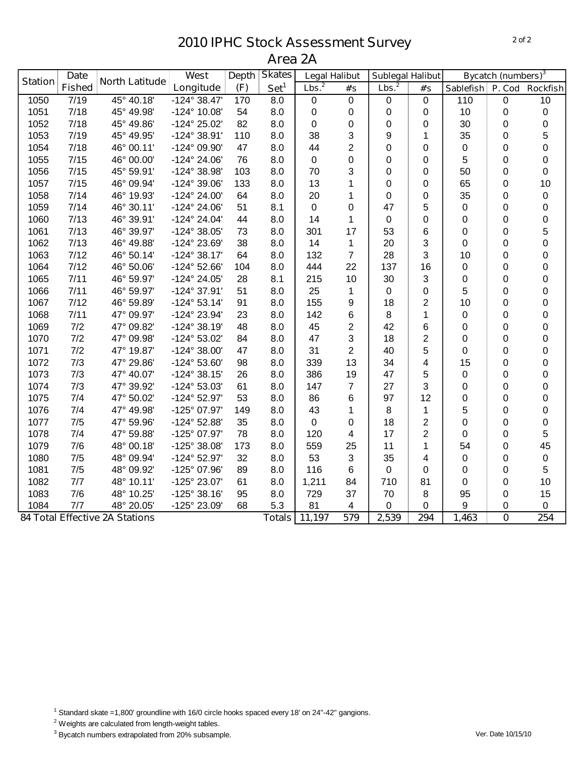# 2010 IPHC Stock Assessment Survey
## Area 2A

| Station | Date Fished | North Latitude | West Longitude | Depth (F) | Skates Set[1] | Legal Halibut | | Sublegal Halibut | | Bycatch (numbers)[3] | | |
|---|---|---|---|---|---|---|---|---|---|---|---|---|
| | | | | | | Lbs.[2] | #s | Lbs.[2] | #s | Sablefish | P. Cod | Rockfish |
| 1050 | 7/19 | 45° 40.18' | -124° 38.47' | 170 | 8.0 | 0 | 0 | 0 | 0 | 110 | 0 | 10 |
| 1051 | 7/18 | 45° 49.98' | -124° 10.08' | 54 | 8.0 | 0 | 0 | 0 | 0 | 10 | 0 | 0 |
| 1052 | 7/18 | 45° 49.86' | -124° 25.02' | 82 | 8.0 | 0 | 0 | 0 | 0 | 30 | 0 | 0 |
| 1053 | 7/19 | 45° 49.95' | -124° 38.91' | 110 | 8.0 | 38 | 3 | 9 | 1 | 35 | 0 | 5 |
| 1054 | 7/18 | 46° 00.11' | -124° 09.90' | 47 | 8.0 | 44 | 2 | 0 | 0 | 0 | 0 | 0 |
| 1055 | 7/15 | 46° 00.00' | -124° 24.06' | 76 | 8.0 | 0 | 0 | 0 | 0 | 5 | 0 | 0 |
| 1056 | 7/15 | 45° 59.91' | -124° 38.98' | 103 | 8.0 | 70 | 3 | 0 | 0 | 50 | 0 | 0 |
| 1057 | 7/15 | 46° 09.94' | -124° 39.06' | 133 | 8.0 | 13 | 1 | 0 | 0 | 65 | 0 | 10 |
| 1058 | 7/14 | 46° 19.93' | -124° 24.00' | 64 | 8.0 | 20 | 1 | 0 | 0 | 35 | 0 | 0 |
| 1059 | 7/14 | 46° 30.11' | -124° 24.06' | 51 | 8.1 | 0 | 0 | 47 | 5 | 0 | 0 | 0 |
| 1060 | 7/13 | 46° 39.91' | -124° 24.04' | 44 | 8.0 | 14 | 1 | 0 | 0 | 0 | 0 | 0 |
| 1061 | 7/13 | 46° 39.97' | -124° 38.05' | 73 | 8.0 | 301 | 17 | 53 | 6 | 0 | 0 | 5 |
| 1062 | 7/13 | 46° 49.88' | -124° 23.69' | 38 | 8.0 | 14 | 1 | 20 | 3 | 0 | 0 | 0 |
| 1063 | 7/12 | 46° 50.14' | -124° 38.17' | 64 | 8.0 | 132 | 7 | 28 | 3 | 10 | 0 | 0 |
| 1064 | 7/12 | 46° 50.06' | -124° 52.66' | 104 | 8.0 | 444 | 22 | 137 | 16 | 0 | 0 | 0 |
| 1065 | 7/11 | 46° 59.97' | -124° 24.05' | 28 | 8.1 | 215 | 10 | 30 | 3 | 0 | 0 | 0 |
| 1066 | 7/11 | 46° 59.97' | -124° 37.91' | 51 | 8.0 | 25 | 1 | 0 | 0 | 5 | 0 | 0 |
| 1067 | 7/12 | 46° 59.89' | -124° 53.14' | 91 | 8.0 | 155 | 9 | 18 | 2 | 10 | 0 | 0 |
| 1068 | 7/11 | 47° 09.97' | -124° 23.94' | 23 | 8.0 | 142 | 6 | 8 | 1 | 0 | 0 | 0 |
| 1069 | 7/2 | 47° 09.82' | -124° 38.19' | 48 | 8.0 | 45 | 2 | 42 | 6 | 0 | 0 | 0 |
| 1070 | 7/2 | 47° 09.98' | -124° 53.02' | 84 | 8.0 | 47 | 3 | 18 | 2 | 0 | 0 | 0 |
| 1071 | 7/2 | 47° 19.87' | -124° 38.00' | 47 | 8.0 | 31 | 2 | 40 | 5 | 0 | 0 | 0 |
| 1072 | 7/3 | 47° 29.86' | -124° 53.60' | 98 | 8.0 | 339 | 13 | 34 | 4 | 15 | 0 | 0 |
| 1073 | 7/3 | 47° 40.07' | -124° 38.15' | 26 | 8.0 | 386 | 19 | 47 | 5 | 0 | 0 | 0 |
| 1074 | 7/3 | 47° 39.92' | -124° 53.03' | 61 | 8.0 | 147 | 7 | 27 | 3 | 0 | 0 | 0 |
| 1075 | 7/4 | 47° 50.02' | -124° 52.97' | 53 | 8.0 | 86 | 6 | 97 | 12 | 0 | 0 | 0 |
| 1076 | 7/4 | 47° 49.98' | -125° 07.97' | 149 | 8.0 | 43 | 1 | 8 | 1 | 5 | 0 | 0 |
| 1077 | 7/5 | 47° 59.96' | -124° 52.88' | 35 | 8.0 | 0 | 0 | 18 | 2 | 0 | 0 | 0 |
| 1078 | 7/4 | 47° 59.88' | -125° 07.97' | 78 | 8.0 | 120 | 4 | 17 | 2 | 0 | 0 | 5 |
| 1079 | 7/6 | 48° 00.18' | -125° 38.08' | 173 | 8.0 | 559 | 25 | 11 | 1 | 54 | 0 | 45 |
| 1080 | 7/5 | 48° 09.94' | -124° 52.97' | 32 | 8.0 | 53 | 3 | 35 | 4 | 0 | 0 | 0 |
| 1081 | 7/5 | 48° 09.92' | -125° 07.96' | 89 | 8.0 | 116 | 6 | 0 | 0 | 0 | 0 | 5 |
| 1082 | 7/7 | 48° 10.11' | -125° 23.07' | 61 | 8.0 | 1,211 | 84 | 710 | 81 | 0 | 0 | 10 |
| 1083 | 7/6 | 48° 10.25' | -125° 38.16' | 95 | 8.0 | 729 | 37 | 70 | 8 | 95 | 0 | 15 |
| 1084 | 7/7 | 48° 20.05' | -125° 23.09' | 68 | 5.3 | 81 | 4 | 0 | 0 | 9 | 0 | 0 |
| 84 Total Effective 2A Stations | | | | | Totals | 11,197 | 579 | 2,539 | 294 | 1,463 | 0 | 254 |

[1] Standard skate =1,800' groundline with 16/0 circle hooks spaced every 18' on 24"-42" gangions.

[2] Weights are calculated from length-weight tables.

[3] Bycatch numbers extrapolated from 20% subsample.

Ver. Date 10/15/10